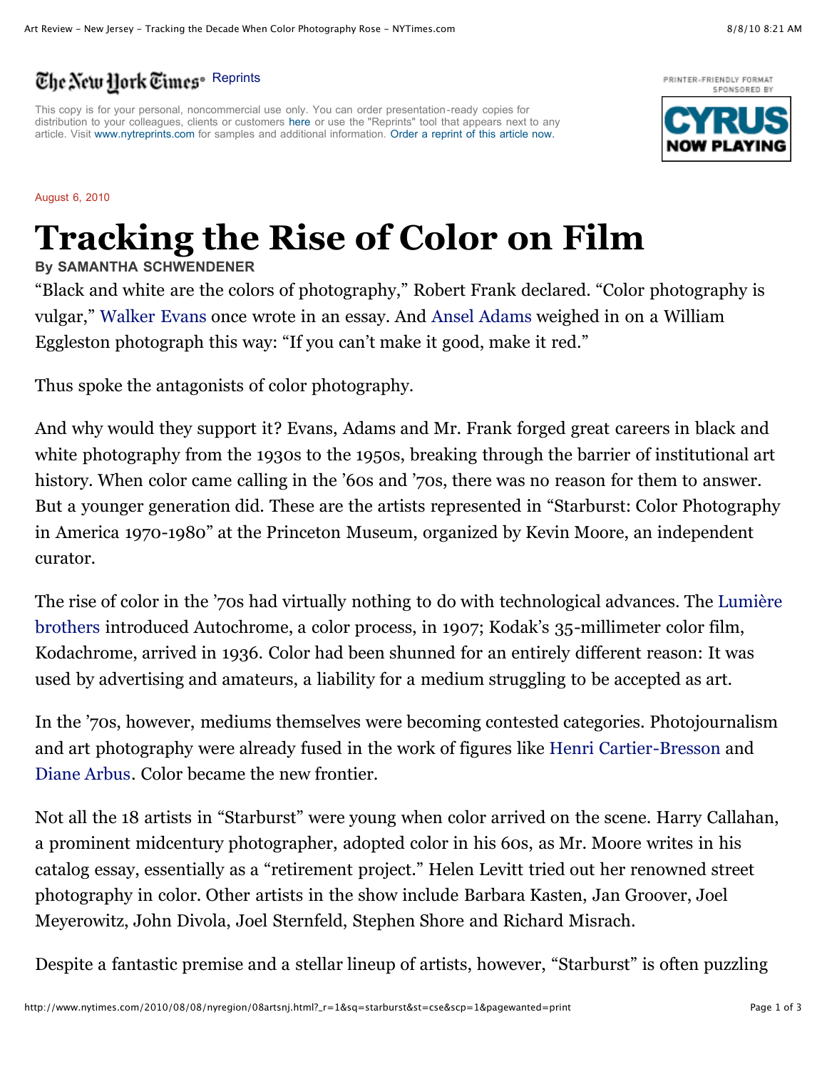The New York Times Reprints

This copy is for your personal, noncommercial use only. You can order presentation-ready copies for distribution to your colleagues, clients or customers here or use the "Reprints" tool that appears next to any article. Visit www.nytreprints.com for samples and additional information. Order a reprint of this article now.

August 6, 2010

# Tracking the Rise of Color on Film

**By SAMANTHA SCHWENDENER**

"Black and white are the colors of photography," Robert Frank declared. "Color photography is vulgar," Walker Evans once wrote in an essay. And Ansel Adams weighed in on a William Eggleston photograph this way: "If you can't make it good, make it red."

Thus spoke the antagonists of color photography.

And why would they support it? Evans, Adams and Mr. Frank forged great careers in black and white photography from the 1930s to the 1950s, breaking through the barrier of institutional art history. When color came calling in the '60s and '70s, there was no reason for them to answer. But a younger generation did. These are the artists represented in "Starburst: Color Photography in America 1970-1980" at the Princeton Museum, organized by Kevin Moore, an independent curator.

The rise of color in the '70s had virtually nothing to do with technological advances. The Lumière brothers introduced Autochrome, a color process, in 1907; Kodak's 35-millimeter color film, Kodachrome, arrived in 1936. Color had been shunned for an entirely different reason: It was used by advertising and amateurs, a liability for a medium struggling to be accepted as art.

In the '70s, however, mediums themselves were becoming contested categories. Photojournalism and art photography were already fused in the work of figures like Henri Cartier-Bresson and Diane Arbus. Color became the new frontier.

Not all the 18 artists in "Starburst" were young when color arrived on the scene. Harry Callahan, a prominent midcentury photographer, adopted color in his 60s, as Mr. Moore writes in his catalog essay, essentially as a "retirement project." Helen Levitt tried out her renowned street photography in color. Other artists in the show include Barbara Kasten, Jan Groover, Joel Meyerowitz, John Divola, Joel Sternfeld, Stephen Shore and Richard Misrach.

Despite a fantastic premise and a stellar lineup of artists, however, "Starburst" is often puzzling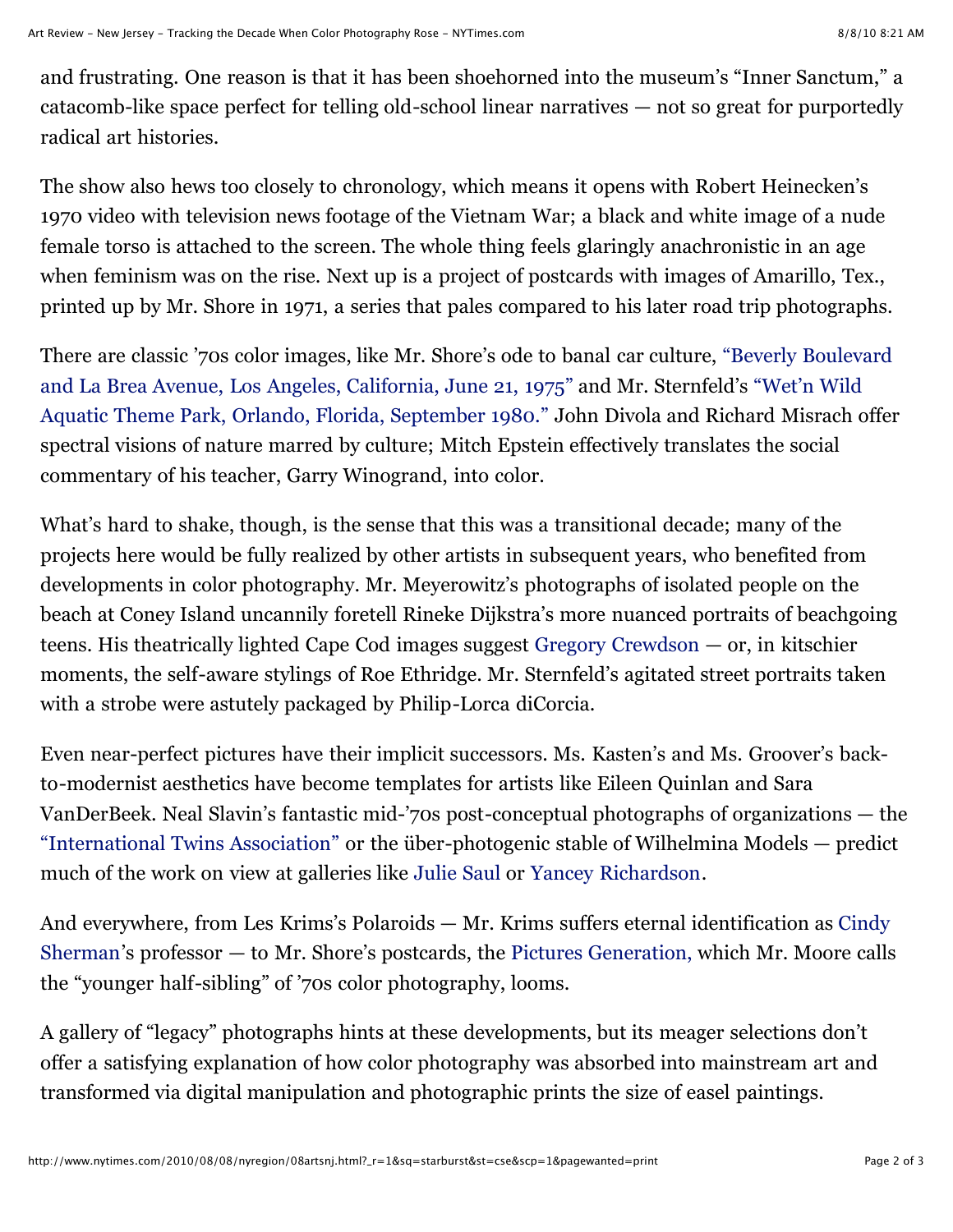and frustrating. One reason is that it has been shoehorned into the museum's "Inner Sanctum," a catacomb-like space perfect for telling old-school linear narratives — not so great for purportedly radical art histories.

The show also hews too closely to chronology, which means it opens with Robert Heinecken's 1970 video with television news footage of the Vietnam War; a black and white image of a nude female torso is attached to the screen. The whole thing feels glaringly anachronistic in an age when feminism was on the rise. Next up is a project of postcards with images of Amarillo, Tex., printed up by Mr. Shore in 1971, a series that pales compared to his later road trip photographs.

There are classic '70s color images, like Mr. Shore's ode to banal car culture, "Beverly Boulevard and La Brea Avenue, Los Angeles, California, June 21, 1975" and Mr. Sternfeld's "Wet'n Wild Aquatic Theme Park, Orlando, Florida, September 1980." John Divola and Richard Misrach offer spectral visions of nature marred by culture; Mitch Epstein effectively translates the social commentary of his teacher, Garry Winogrand, into color.

What's hard to shake, though, is the sense that this was a transitional decade; many of the projects here would be fully realized by other artists in subsequent years, who benefited from developments in color photography. Mr. Meyerowitz's photographs of isolated people on the beach at Coney Island uncannily foretell Rineke Dijkstra's more nuanced portraits of beachgoing teens. His theatrically lighted Cape Cod images suggest Gregory Crewdson — or, in kitschier moments, the self-aware stylings of Roe Ethridge. Mr. Sternfeld's agitated street portraits taken with a strobe were astutely packaged by Philip-Lorca diCorcia.

Even near-perfect pictures have their implicit successors. Ms. Kasten's and Ms. Groover's back-to-modernist aesthetics have become templates for artists like Eileen Quinlan and Sara VanDerBeek. Neal Slavin's fantastic mid-'70s post-conceptual photographs of organizations — the "International Twins Association" or the über-photogenic stable of Wilhelmina Models — predict much of the work on view at galleries like Julie Saul or Yancey Richardson.

And everywhere, from Les Krims's Polaroids — Mr. Krims suffers eternal identification as Cindy Sherman's professor — to Mr. Shore's postcards, the Pictures Generation, which Mr. Moore calls the "younger half-sibling" of '70s color photography, looms.

A gallery of "legacy" photographs hints at these developments, but its meager selections don't offer a satisfying explanation of how color photography was absorbed into mainstream art and transformed via digital manipulation and photographic prints the size of easel paintings.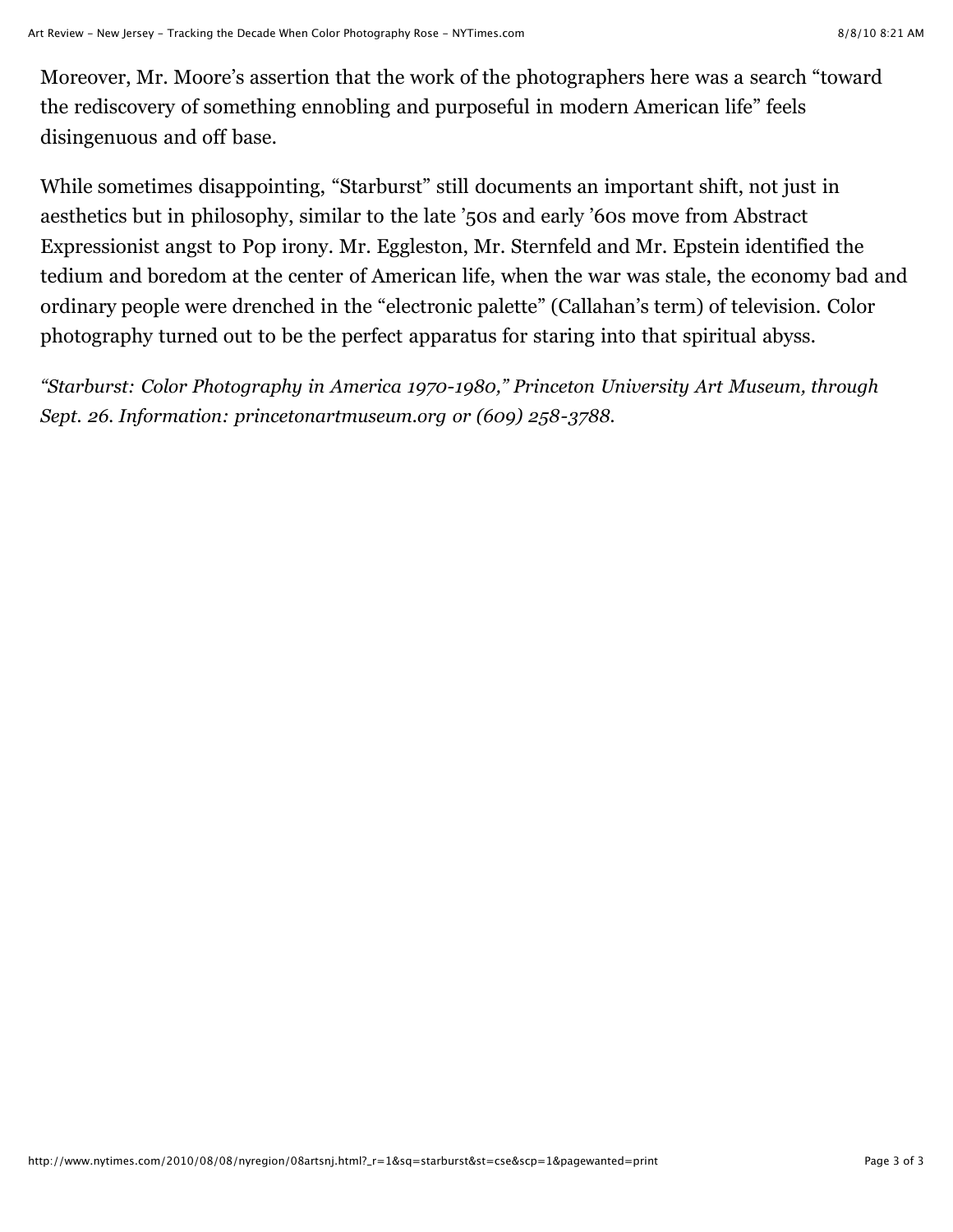Moreover, Mr. Moore’s assertion that the work of the photographers here was a search “toward the rediscovery of something ennobling and purposeful in modern American life” feels disingenuous and off base.

While sometimes disappointing, “Starburst” still documents an important shift, not just in aesthetics but in philosophy, similar to the late ’50s and early ’60s move from Abstract Expressionist angst to Pop irony. Mr. Eggleston, Mr. Sternfeld and Mr. Epstein identified the tedium and boredom at the center of American life, when the war was stale, the economy bad and ordinary people were drenched in the “electronic palette” (Callahan’s term) of television. Color photography turned out to be the perfect apparatus for staring into that spiritual abyss.

*“Starburst: Color Photography in America 1970-1980,” Princeton University Art Museum, through Sept. 26. Information: princetonartmuseum.org or (609) 258-3788.*